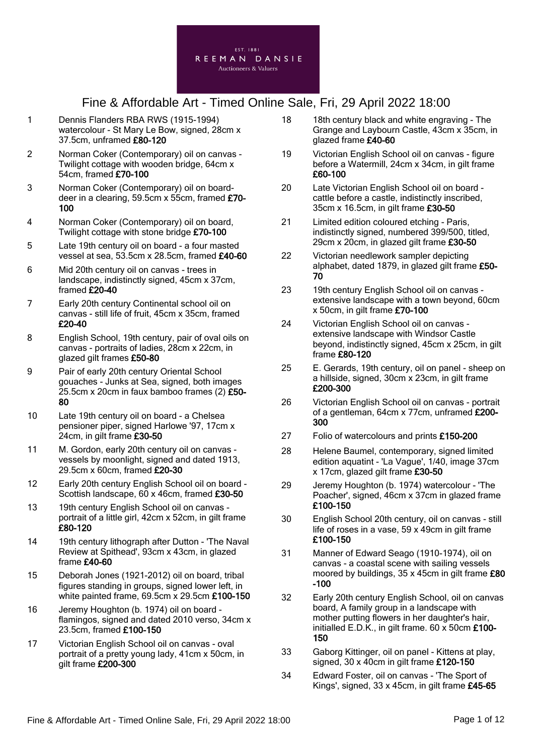EST. 1881
REEMAN DANSIE
Auctioneers & Valuers

# Fine & Affordable Art - Timed Online Sale, Fri, 29 April 2022 18:00

1 Dennis Flanders RBA RWS (1915-1994) watercolour - St Mary Le Bow, signed, 28cm x 37.5cm, unframed **£80-120**

2 Norman Coker (Contemporary) oil on canvas - Twilight cottage with wooden bridge, 64cm x 54cm, framed **£70-100**

3 Norman Coker (Contemporary) oil on board- deer in a clearing, 59.5cm x 55cm, framed **£70-100**

4 Norman Coker (Contemporary) oil on board, Twilight cottage with stone bridge **£70-100**

5 Late 19th century oil on board - a four masted vessel at sea, 53.5cm x 28.5cm, framed **£40-60**

6 Mid 20th century oil on canvas - trees in landscape, indistinctly signed, 45cm x 37cm, framed **£20-40**

7 Early 20th century Continental school oil on canvas - still life of fruit, 45cm x 35cm, framed **£20-40**

8 English School, 19th century, pair of oval oils on canvas - portraits of ladies, 28cm x 22cm, in glazed gilt frames **£50-80**

9 Pair of early 20th century Oriental School gouaches - Junks at Sea, signed, both images 25.5cm x 20cm in faux bamboo frames (2) **£50-80**

10 Late 19th century oil on board - a Chelsea pensioner piper, signed Harlowe '97, 17cm x 24cm, in gilt frame **£30-50**

11 M. Gordon, early 20th century oil on canvas - vessels by moonlight, signed and dated 1913, 29.5cm x 60cm, framed **£20-30**

12 Early 20th century English School oil on board - Scottish landscape, 60 x 46cm, framed **£30-50**

13 19th century English School oil on canvas - portrait of a little girl, 42cm x 52cm, in gilt frame **£80-120**

14 19th century lithograph after Dutton - 'The Naval Review at Spithead', 93cm x 43cm, in glazed frame **£40-60**

15 Deborah Jones (1921-2012) oil on board, tribal figures standing in groups, signed lower left, in white painted frame, 69.5cm x 29.5cm **£100-150**

16 Jeremy Houghton (b. 1974) oil on board - flamingos, signed and dated 2010 verso, 34cm x 23.5cm, framed **£100-150**

17 Victorian English School oil on canvas - oval portrait of a pretty young lady, 41cm x 50cm, in gilt frame **£200-300**

18 18th century black and white engraving - The Grange and Laybourn Castle, 43cm x 35cm, in glazed frame **£40-60**

19 Victorian English School oil on canvas - figure before a Watermill, 24cm x 34cm, in gilt frame **£60-100**

20 Late Victorian English School oil on board - cattle before a castle, indistinctly inscribed, 35cm x 16.5cm, in gilt frame **£30-50**

21 Limited edition coloured etching - Paris, indistinctly signed, numbered 399/500, titled, 29cm x 20cm, in glazed gilt frame **£30-50**

22 Victorian needlework sampler depicting alphabet, dated 1879, in glazed gilt frame **£50-70**

23 19th century English School oil on canvas - extensive landscape with a town beyond, 60cm x 50cm, in gilt frame **£70-100**

24 Victorian English School oil on canvas - extensive landscape with Windsor Castle beyond, indistinctly signed, 45cm x 25cm, in gilt frame **£80-120**

25 E. Gerards, 19th century, oil on panel - sheep on a hillside, signed, 30cm x 23cm, in gilt frame **£200-300**

26 Victorian English School oil on canvas - portrait of a gentleman, 64cm x 77cm, unframed **£200-300**

27 Folio of watercolours and prints **£150-200**

28 Helene Baumel, contemporary, signed limited edition aquatint - 'La Vague', 1/40, image 37cm x 17cm, glazed gilt frame **£30-50**

29 Jeremy Houghton (b. 1974) watercolour - 'The Poacher', signed, 46cm x 37cm in glazed frame **£100-150**

30 English School 20th century, oil on canvas - still life of roses in a vase, 59 x 49cm in gilt frame **£100-150**

31 Manner of Edward Seago (1910-1974), oil on canvas - a coastal scene with sailing vessels moored by buildings, 35 x 45cm in gilt frame **£80-100**

32 Early 20th century English School, oil on canvas board, A family group in a landscape with mother putting flowers in her daughter's hair, initialled E.D.K., in gilt frame. 60 x 50cm **£100-150**

33 Gaborg Kittinger, oil on panel - Kittens at play, signed, 30 x 40cm in gilt frame **£120-150**

34 Edward Foster, oil on canvas - 'The Sport of Kings', signed, 33 x 45cm, in gilt frame **£45-65**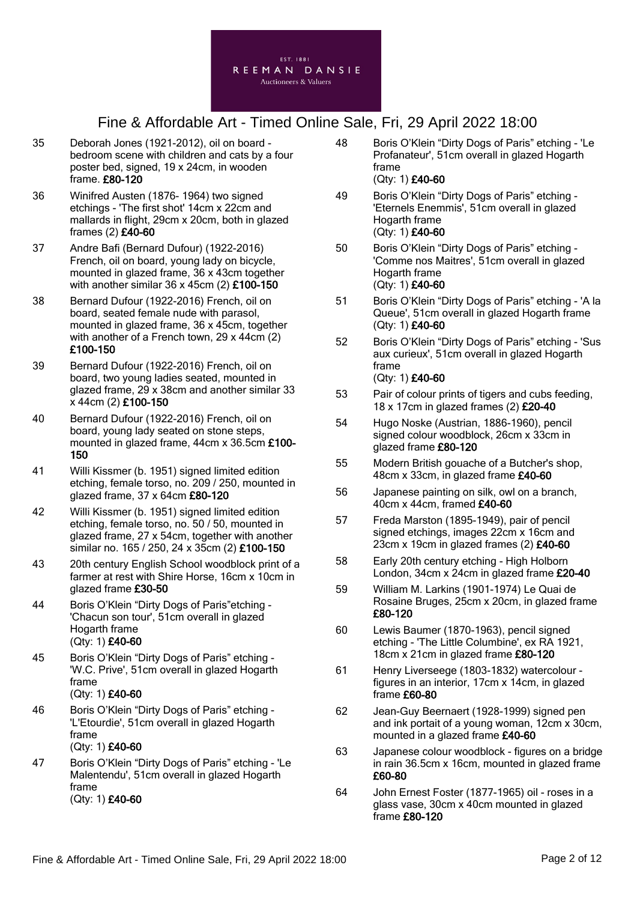35 Deborah Jones (1921-2012), oil on board - bedroom scene with children and cats by a four poster bed, signed, 19 x 24cm, in wooden frame. **£80-120**

36 Winifred Austen (1876- 1964) two signed etchings - 'The first shot' 14cm x 22cm and mallards in flight, 29cm x 20cm, both in glazed frames (2) **£40-60**

37 Andre Bafi (Bernard Dufour) (1922-2016) French, oil on board, young lady on bicycle, mounted in glazed frame, 36 x 43cm together with another similar 36 x 45cm (2) **£100-150**

38 Bernard Dufour (1922-2016) French, oil on board, seated female nude with parasol, mounted in glazed frame, 36 x 45cm, together with another of a French town, 29 x 44cm (2) **£100-150**

39 Bernard Dufour (1922-2016) French, oil on board, two young ladies seated, mounted in glazed frame, 29 x 38cm and another similar 33 x 44cm (2) **£100-150**

40 Bernard Dufour (1922-2016) French, oil on board, young lady seated on stone steps, mounted in glazed frame, 44cm x 36.5cm **£100-150**

41 Willi Kissmer (b. 1951) signed limited edition etching, female torso, no. 209 / 250, mounted in glazed frame, 37 x 64cm **£80-120**

42 Willi Kissmer (b. 1951) signed limited edition etching, female torso, no. 50 / 50, mounted in glazed frame, 27 x 54cm, together with another similar no. 165 / 250, 24 x 35cm (2) **£100-150**

43 20th century English School woodblock print of a farmer at rest with Shire Horse, 16cm x 10cm in glazed frame **£30-50**

44 Boris O'Klein "Dirty Dogs of Paris"etching - 'Chacun son tour', 51cm overall in glazed Hogarth frame
(Qty: 1) **£40-60**

45 Boris O'Klein "Dirty Dogs of Paris" etching - 'W.C. Prive', 51cm overall in glazed Hogarth frame
(Qty: 1) **£40-60**

46 Boris O'Klein "Dirty Dogs of Paris" etching - 'L'Etourdie', 51cm overall in glazed Hogarth frame
(Qty: 1) **£40-60**

47 Boris O'Klein "Dirty Dogs of Paris" etching - 'Le Malentendu', 51cm overall in glazed Hogarth frame
(Qty: 1) **£40-60**

48 Boris O'Klein "Dirty Dogs of Paris" etching - 'Le Profanateur', 51cm overall in glazed Hogarth frame
(Qty: 1) **£40-60**

49 Boris O'Klein "Dirty Dogs of Paris" etching - 'Eternels Enemmis', 51cm overall in glazed Hogarth frame
(Qty: 1) **£40-60**

50 Boris O'Klein "Dirty Dogs of Paris" etching - 'Comme nos Maitres', 51cm overall in glazed Hogarth frame
(Qty: 1) **£40-60**

51 Boris O'Klein "Dirty Dogs of Paris" etching - 'A la Queue', 51cm overall in glazed Hogarth frame
(Qty: 1) **£40-60**

52 Boris O'Klein "Dirty Dogs of Paris" etching - 'Sus aux curieux', 51cm overall in glazed Hogarth frame
(Qty: 1) **£40-60**

53 Pair of colour prints of tigers and cubs feeding, 18 x 17cm in glazed frames (2) **£20-40**

54 Hugo Noske (Austrian, 1886-1960), pencil signed colour woodblock, 26cm x 33cm in glazed frame **£80-120**

55 Modern British gouache of a Butcher's shop, 48cm x 33cm, in glazed frame **£40-60**

56 Japanese painting on silk, owl on a branch, 40cm x 44cm, framed **£40-60**

57 Freda Marston (1895-1949), pair of pencil signed etchings, images 22cm x 16cm and 23cm x 19cm in glazed frames (2) **£40-60**

58 Early 20th century etching - High Holborn London, 34cm x 24cm in glazed frame **£20-40**

59 William M. Larkins (1901-1974) Le Quai de Rosaine Bruges, 25cm x 20cm, in glazed frame **£80-120**

60 Lewis Baumer (1870-1963), pencil signed etching - 'The Little Columbine', ex RA 1921, 18cm x 21cm in glazed frame **£80-120**

61 Henry Liverseege (1803-1832) watercolour - figures in an interior, 17cm x 14cm, in glazed frame **£60-80**

62 Jean-Guy Beernaert (1928-1999) signed pen and ink portait of a young woman, 12cm x 30cm, mounted in a glazed frame **£40-60**

63 Japanese colour woodblock - figures on a bridge in rain 36.5cm x 16cm, mounted in glazed frame **£60-80**

64 John Ernest Foster (1877-1965) oil - roses in a glass vase, 30cm x 40cm mounted in glazed frame **£80-120**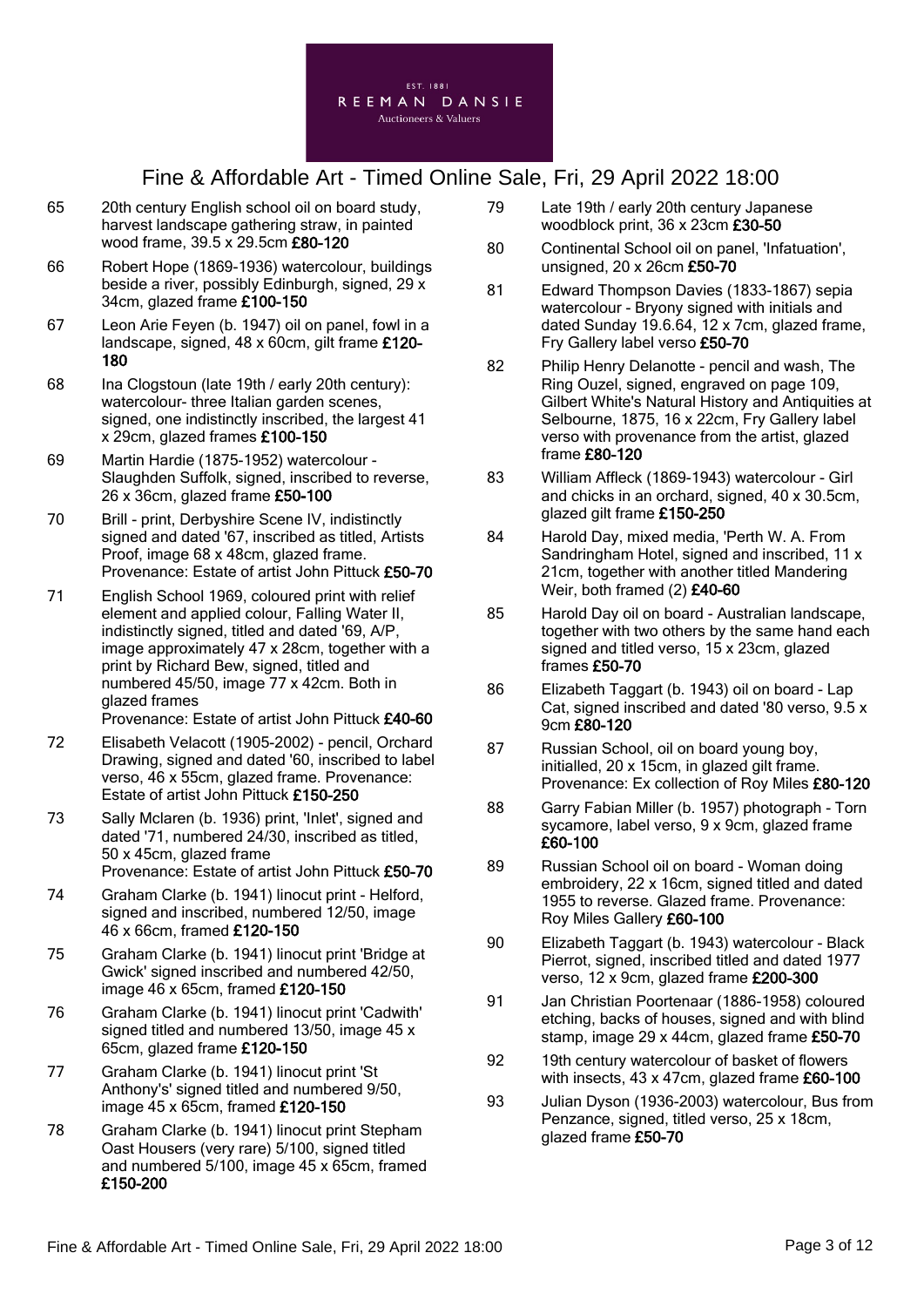65 20th century English school oil on board study, harvest landscape gathering straw, in painted wood frame, 39.5 x 29.5cm **£80-120**

66 Robert Hope (1869-1936) watercolour, buildings beside a river, possibly Edinburgh, signed, 29 x 34cm, glazed frame **£100-150**

67 Leon Arie Feyen (b. 1947) oil on panel, fowl in a landscape, signed, 48 x 60cm, gilt frame **£120-180**

68 Ina Clogstoun (late 19th / early 20th century): watercolour- three Italian garden scenes, signed, one indistinctly inscribed, the largest 41 x 29cm, glazed frames **£100-150**

69 Martin Hardie (1875-1952) watercolour - Slaughden Suffolk, signed, inscribed to reverse, 26 x 36cm, glazed frame **£50-100**

70 Brill - print, Derbyshire Scene IV, indistinctly signed and dated '67, inscribed as titled, Artists Proof, image 68 x 48cm, glazed frame. Provenance: Estate of artist John Pittuck **£50-70**

71 English School 1969, coloured print with relief element and applied colour, Falling Water II, indistinctly signed, titled and dated '69, A/P, image approximately 47 x 28cm, together with a print by Richard Bew, signed, titled and numbered 45/50, image 77 x 42cm. Both in glazed frames
Provenance: Estate of artist John Pittuck **£40-60**

72 Elisabeth Velacott (1905-2002) - pencil, Orchard Drawing, signed and dated '60, inscribed to label verso, 46 x 55cm, glazed frame. Provenance: Estate of artist John Pittuck **£150-250**

73 Sally Mclaren (b. 1936) print, 'Inlet', signed and dated '71, numbered 24/30, inscribed as titled, 50 x 45cm, glazed frame
Provenance: Estate of artist John Pittuck **£50-70**

74 Graham Clarke (b. 1941) linocut print - Helford, signed and inscribed, numbered 12/50, image 46 x 66cm, framed **£120-150**

75 Graham Clarke (b. 1941) linocut print 'Bridge at Gwick' signed inscribed and numbered 42/50, image 46 x 65cm, framed **£120-150**

76 Graham Clarke (b. 1941) linocut print 'Cadwith' signed titled and numbered 13/50, image 45 x 65cm, glazed frame **£120-150**

77 Graham Clarke (b. 1941) linocut print 'St Anthony's' signed titled and numbered 9/50, image 45 x 65cm, framed **£120-150**

78 Graham Clarke (b. 1941) linocut print Stepham Oast Housers (very rare) 5/100, signed titled and numbered 5/100, image 45 x 65cm, framed **£150-200**

79 Late 19th / early 20th century Japanese woodblock print, 36 x 23cm **£30-50**

80 Continental School oil on panel, 'Infatuation', unsigned, 20 x 26cm **£50-70**

81 Edward Thompson Davies (1833-1867) sepia watercolour - Bryony signed with initials and dated Sunday 19.6.64, 12 x 7cm, glazed frame, Fry Gallery label verso **£50-70**

82 Philip Henry Delanotte - pencil and wash, The Ring Ouzel, signed, engraved on page 109, Gilbert White's Natural History and Antiquities at Selbourne, 1875, 16 x 22cm, Fry Gallery label verso with provenance from the artist, glazed frame **£80-120**

83 William Affleck (1869-1943) watercolour - Girl and chicks in an orchard, signed, 40 x 30.5cm, glazed gilt frame **£150-250**

84 Harold Day, mixed media, 'Perth W. A. From Sandringham Hotel, signed and inscribed, 11 x 21cm, together with another titled Mandering Weir, both framed (2) **£40-60**

85 Harold Day oil on board - Australian landscape, together with two others by the same hand each signed and titled verso, 15 x 23cm, glazed frames **£50-70**

86 Elizabeth Taggart (b. 1943) oil on board - Lap Cat, signed inscribed and dated '80 verso, 9.5 x 9cm **£80-120**

87 Russian School, oil on board young boy, initialled, 20 x 15cm, in glazed gilt frame. Provenance: Ex collection of Roy Miles **£80-120**

88 Garry Fabian Miller (b. 1957) photograph - Torn sycamore, label verso, 9 x 9cm, glazed frame **£60-100**

89 Russian School oil on board - Woman doing embroidery, 22 x 16cm, signed titled and dated 1955 to reverse. Glazed frame. Provenance: Roy Miles Gallery **£60-100**

90 Elizabeth Taggart (b. 1943) watercolour - Black Pierrot, signed, inscribed titled and dated 1977 verso, 12 x 9cm, glazed frame **£200-300**

91 Jan Christian Poortenaar (1886-1958) coloured etching, backs of houses, signed and with blind stamp, image 29 x 44cm, glazed frame **£50-70**

92 19th century watercolour of basket of flowers with insects, 43 x 47cm, glazed frame **£60-100**

93 Julian Dyson (1936-2003) watercolour, Bus from Penzance, signed, titled verso, 25 x 18cm, glazed frame **£50-70**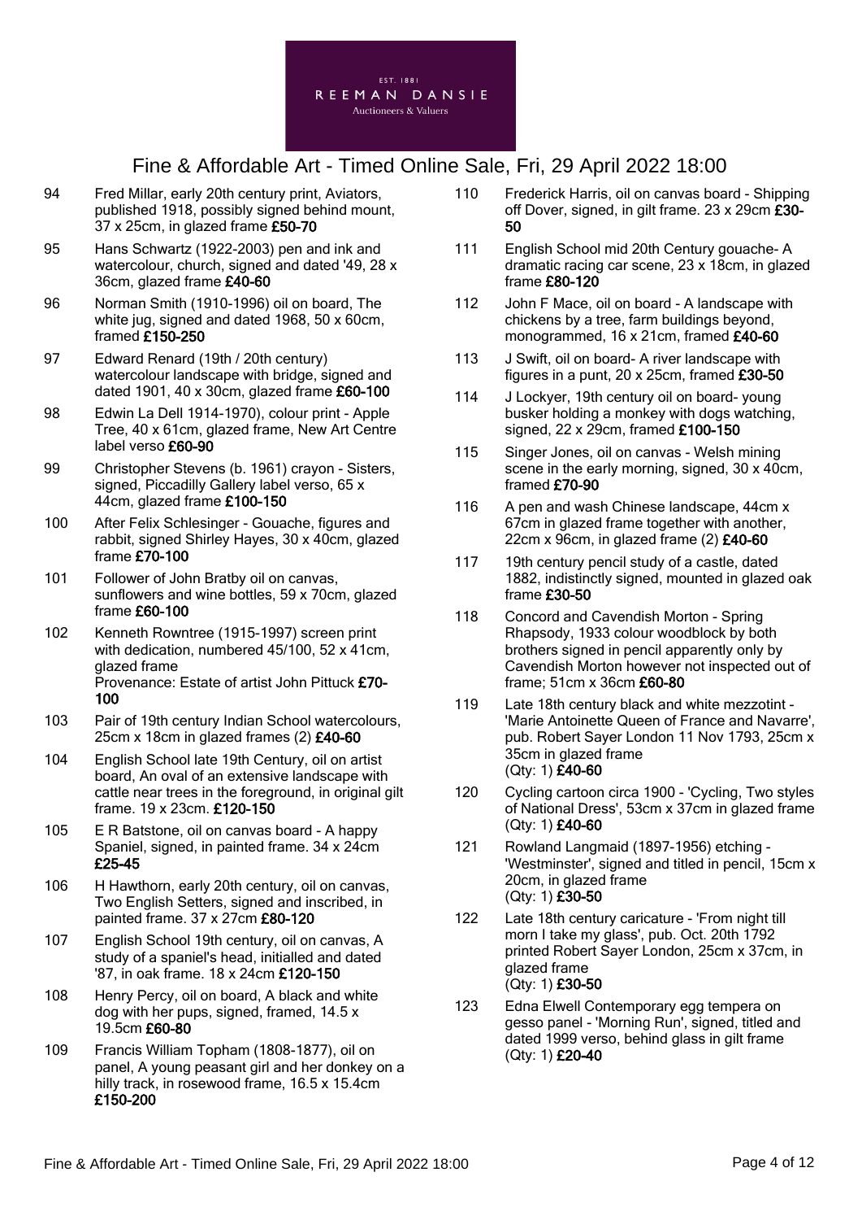# Fine & Affordable Art - Timed Online Sale, Fri, 29 April 2022 18:00

94 Fred Millar, early 20th century print, Aviators, published 1918, possibly signed behind mount, 37 x 25cm, in glazed frame **£50-70**

95 Hans Schwartz (1922-2003) pen and ink and watercolour, church, signed and dated '49, 28 x 36cm, glazed frame **£40-60**

96 Norman Smith (1910-1996) oil on board, The white jug, signed and dated 1968, 50 x 60cm, framed **£150-250**

97 Edward Renard (19th / 20th century) watercolour landscape with bridge, signed and dated 1901, 40 x 30cm, glazed frame **£60-100**

98 Edwin La Dell 1914-1970), colour print - Apple Tree, 40 x 61cm, glazed frame, New Art Centre label verso **£60-90**

99 Christopher Stevens (b. 1961) crayon - Sisters, signed, Piccadilly Gallery label verso, 65 x 44cm, glazed frame **£100-150**

100 After Felix Schlesinger - Gouache, figures and rabbit, signed Shirley Hayes, 30 x 40cm, glazed frame **£70-100**

101 Follower of John Bratby oil on canvas, sunflowers and wine bottles, 59 x 70cm, glazed frame **£60-100**

102 Kenneth Rowntree (1915-1997) screen print with dedication, numbered 45/100, 52 x 41cm, glazed frame
Provenance: Estate of artist John Pittuck **£70-100**

103 Pair of 19th century Indian School watercolours, 25cm x 18cm in glazed frames (2) **£40-60**

104 English School late 19th Century, oil on artist board, An oval of an extensive landscape with cattle near trees in the foreground, in original gilt frame. 19 x 23cm. **£120-150**

105 E R Batstone, oil on canvas board - A happy Spaniel, signed, in painted frame. 34 x 24cm **£25-45**

106 H Hawthorn, early 20th century, oil on canvas, Two English Setters, signed and inscribed, in painted frame. 37 x 27cm **£80-120**

107 English School 19th century, oil on canvas, A study of a spaniel's head, initialled and dated '87, in oak frame. 18 x 24cm **£120-150**

108 Henry Percy, oil on board, A black and white dog with her pups, signed, framed, 14.5 x 19.5cm **£60-80**

109 Francis William Topham (1808-1877), oil on panel, A young peasant girl and her donkey on a hilly track, in rosewood frame, 16.5 x 15.4cm **£150-200**

110 Frederick Harris, oil on canvas board - Shipping off Dover, signed, in gilt frame. 23 x 29cm **£30-50**

111 English School mid 20th Century gouache- A dramatic racing car scene, 23 x 18cm, in glazed frame **£80-120**

112 John F Mace, oil on board - A landscape with chickens by a tree, farm buildings beyond, monogrammed, 16 x 21cm, framed **£40-60**

113 J Swift, oil on board- A river landscape with figures in a punt, 20 x 25cm, framed **£30-50**

114 J Lockyer, 19th century oil on board- young busker holding a monkey with dogs watching, signed, 22 x 29cm, framed **£100-150**

115 Singer Jones, oil on canvas - Welsh mining scene in the early morning, signed, 30 x 40cm, framed **£70-90**

116 A pen and wash Chinese landscape, 44cm x 67cm in glazed frame together with another, 22cm x 96cm, in glazed frame (2) **£40-60**

117 19th century pencil study of a castle, dated 1882, indistinctly signed, mounted in glazed oak frame **£30-50**

118 Concord and Cavendish Morton - Spring Rhapsody, 1933 colour woodblock by both brothers signed in pencil apparently only by Cavendish Morton however not inspected out of frame; 51cm x 36cm **£60-80**

119 Late 18th century black and white mezzotint - 'Marie Antoinette Queen of France and Navarre', pub. Robert Sayer London 11 Nov 1793, 25cm x 35cm in glazed frame
(Qty: 1) **£40-60**

120 Cycling cartoon circa 1900 - 'Cycling, Two styles of National Dress', 53cm x 37cm in glazed frame
(Qty: 1) **£40-60**

121 Rowland Langmaid (1897-1956) etching - 'Westminster', signed and titled in pencil, 15cm x 20cm, in glazed frame
(Qty: 1) **£30-50**

122 Late 18th century caricature - 'From night till morn I take my glass', pub. Oct. 20th 1792 printed Robert Sayer London, 25cm x 37cm, in glazed frame
(Qty: 1) **£30-50**

123 Edna Elwell Contemporary egg tempera on gesso panel - 'Morning Run', signed, titled and dated 1999 verso, behind glass in gilt frame
(Qty: 1) **£20-40**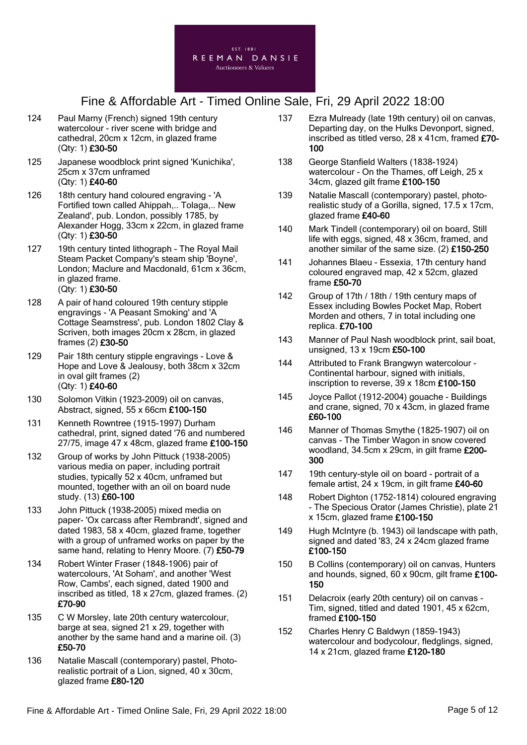# Fine & Affordable Art - Timed Online Sale, Fri, 29 April 2022 18:00

124 Paul Marny (French) signed 19th century watercolour - river scene with bridge and cathedral, 20cm x 12cm, in glazed frame (Qty: 1) **£30-50**

125 Japanese woodblock print signed 'Kunichika', 25cm x 37cm unframed (Qty: 1) **£40-60**

126 18th century hand coloured engraving - 'A Fortified town called Ahippah,.. Tolaga,.. New Zealand', pub. London, possibly 1785, by Alexander Hogg, 33cm x 22cm, in glazed frame (Qty: 1) **£30-50**

127 19th century tinted lithograph - The Royal Mail Steam Packet Company's steam ship 'Boyne', London; Maclure and Macdonald, 61cm x 36cm, in glazed frame. (Qty: 1) **£30-50**

128 A pair of hand coloured 19th century stipple engravings - 'A Peasant Smoking' and 'A Cottage Seamstress', pub. London 1802 Clay & Scriven, both images 20cm x 28cm, in glazed frames (2) **£30-50**

129 Pair 18th century stipple engravings - Love & Hope and Love & Jealousy, both 38cm x 32cm in oval gilt frames (2) (Qty: 1) **£40-60**

130 Solomon Vitkin (1923-2009) oil on canvas, Abstract, signed, 55 x 66cm **£100-150**

131 Kenneth Rowntree (1915-1997) Durham cathedral, print, signed dated '76 and numbered 27/75, image 47 x 48cm, glazed frame **£100-150**

132 Group of works by John Pittuck (1938-2005) various media on paper, including portrait studies, typically 52 x 40cm, unframed but mounted, together with an oil on board nude study. (13) **£60-100**

133 John Pittuck (1938-2005) mixed media on paper- 'Ox carcass after Rembrandt', signed and dated 1983, 58 x 40cm, glazed frame, together with a group of unframed works on paper by the same hand, relating to Henry Moore. (7) **£50-79**

134 Robert Winter Fraser (1848-1906) pair of watercolours, 'At Soham', and another 'West Row, Cambs', each signed, dated 1900 and inscribed as titled, 18 x 27cm, glazed frames. (2) **£70-90**

135 C W Morsley, late 20th century watercolour, barge at sea, signed 21 x 29, together with another by the same hand and a marine oil. (3) **£50-70**

136 Natalie Mascall (contemporary) pastel, Photo-realistic portrait of a Lion, signed, 40 x 30cm, glazed frame **£80-120**

137 Ezra Mulready (late 19th century) oil on canvas, Departing day, on the Hulks Devonport, signed, inscribed as titled verso, 28 x 41cm, framed **£70-100**

138 George Stanfield Walters (1838-1924) watercolour - On the Thames, off Leigh, 25 x 34cm, glazed gilt frame **£100-150**

139 Natalie Mascall (contemporary) pastel, photo-realistic study of a Gorilla, signed, 17.5 x 17cm, glazed frame **£40-60**

140 Mark Tindell (contemporary) oil on board, Still life with eggs, signed, 48 x 36cm, framed, and another similar of the same size. (2) **£150-250**

141 Johannes Blaeu - Essexia, 17th century hand coloured engraved map, 42 x 52cm, glazed frame **£50-70**

142 Group of 17th / 18th / 19th century maps of Essex including Bowles Pocket Map, Robert Morden and others, 7 in total including one replica. **£70-100**

143 Manner of Paul Nash woodblock print, sail boat, unsigned, 13 x 19cm **£50-100**

144 Attributed to Frank Brangwyn watercolour - Continental harbour, signed with initials, inscription to reverse, 39 x 18cm **£100-150**

145 Joyce Pallot (1912-2004) gouache - Buildings and crane, signed, 70 x 43cm, in glazed frame **£60-100**

146 Manner of Thomas Smythe (1825-1907) oil on canvas - The Timber Wagon in snow covered woodland, 34.5cm x 29cm, in gilt frame **£200-300**

147 19th century-style oil on board - portrait of a female artist, 24 x 19cm, in gilt frame **£40-60**

148 Robert Dighton (1752-1814) coloured engraving - The Specious Orator (James Christie), plate 21 x 15cm, glazed frame **£100-150**

149 Hugh McIntyre (b. 1943) oil landscape with path, signed and dated '83, 24 x 24cm glazed frame **£100-150**

150 B Collins (contemporary) oil on canvas, Hunters and hounds, signed, 60 x 90cm, gilt frame **£100-150**

151 Delacroix (early 20th century) oil on canvas - Tim, signed, titled and dated 1901, 45 x 62cm, framed **£100-150**

152 Charles Henry C Baldwyn (1859-1943) watercolour and bodycolour, fledglings, signed, 14 x 21cm, glazed frame **£120-180**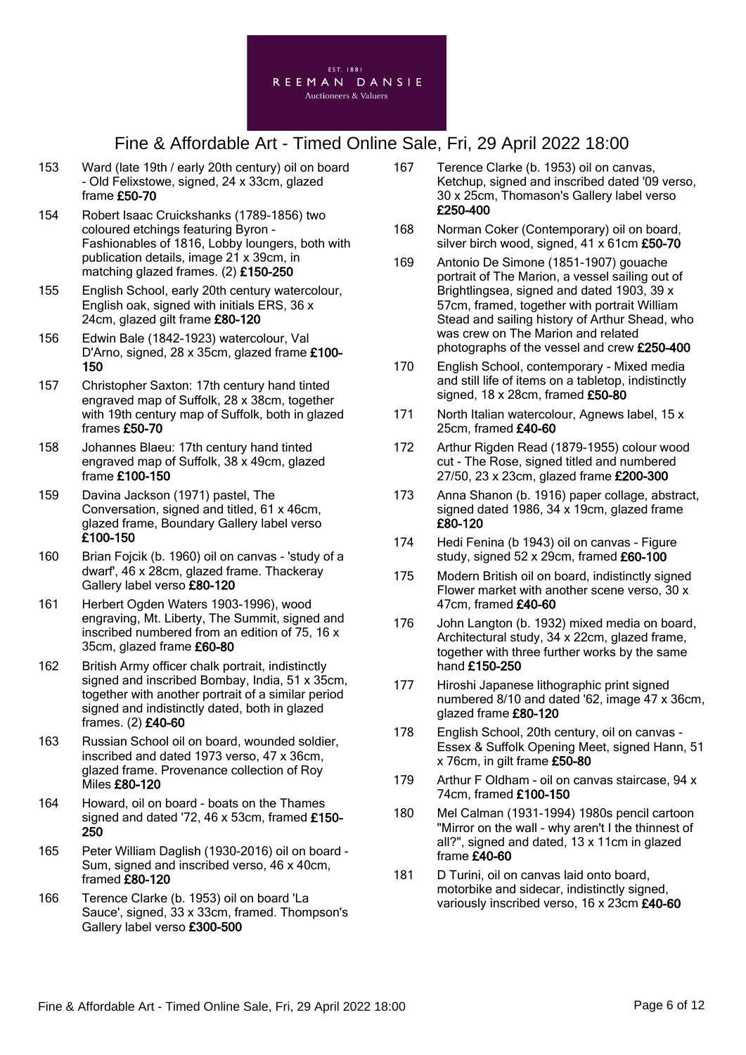# Fine & Affordable Art - Timed Online Sale, Fri, 29 April 2022 18:00

153 Ward (late 19th / early 20th century) oil on board - Old Felixstowe, signed, 24 x 33cm, glazed frame **£50-70**

154 Robert Isaac Cruickshanks (1789-1856) two coloured etchings featuring Byron - Fashionables of 1816, Lobby loungers, both with publication details, image 21 x 39cm, in matching glazed frames. (2) **£150-250**

155 English School, early 20th century watercolour, English oak, signed with initials ERS, 36 x 24cm, glazed gilt frame **£80-120**

156 Edwin Bale (1842-1923) watercolour, Val D'Arno, signed, 28 x 35cm, glazed frame **£100-150**

157 Christopher Saxton: 17th century hand tinted engraved map of Suffolk, 28 x 38cm, together with 19th century map of Suffolk, both in glazed frames **£50-70**

158 Johannes Blaeu: 17th century hand tinted engraved map of Suffolk, 38 x 49cm, glazed frame **£100-150**

159 Davina Jackson (1971) pastel, The Conversation, signed and titled, 61 x 46cm, glazed frame, Boundary Gallery label verso **£100-150**

160 Brian Fojcik (b. 1960) oil on canvas - 'study of a dwarf', 46 x 28cm, glazed frame. Thackeray Gallery label verso **£80-120**

161 Herbert Ogden Waters 1903-1996), wood engraving, Mt. Liberty, The Summit, signed and inscribed numbered from an edition of 75, 16 x 35cm, glazed frame **£60-80**

162 British Army officer chalk portrait, indistinctly signed and inscribed Bombay, India, 51 x 35cm, together with another portrait of a similar period signed and indistinctly dated, both in glazed frames. (2) **£40-60**

163 Russian School oil on board, wounded soldier, inscribed and dated 1973 verso, 47 x 36cm, glazed frame. Provenance collection of Roy Miles **£80-120**

164 Howard, oil on board - boats on the Thames signed and dated '72, 46 x 53cm, framed **£150-250**

165 Peter William Daglish (1930-2016) oil on board - Sum, signed and inscribed verso, 46 x 40cm, framed **£80-120**

166 Terence Clarke (b. 1953) oil on board 'La Sauce', signed, 33 x 33cm, framed. Thompson's Gallery label verso **£300-500**

167 Terence Clarke (b. 1953) oil on canvas, Ketchup, signed and inscribed dated '09 verso, 30 x 25cm, Thomason's Gallery label verso **£250-400**

168 Norman Coker (Contemporary) oil on board, silver birch wood, signed, 41 x 61cm **£50-70**

169 Antonio De Simone (1851-1907) gouache portrait of The Marion, a vessel sailing out of Brightlingsea, signed and dated 1903, 39 x 57cm, framed, together with portrait William Stead and sailing history of Arthur Shead, who was crew on The Marion and related photographs of the vessel and crew **£250-400**

170 English School, contemporary - Mixed media and still life of items on a tabletop, indistinctly signed, 18 x 28cm, framed **£50-80**

171 North Italian watercolour, Agnews label, 15 x 25cm, framed **£40-60**

172 Arthur Rigden Read (1879-1955) colour wood cut - The Rose, signed titled and numbered 27/50, 23 x 23cm, glazed frame **£200-300**

173 Anna Shanon (b. 1916) paper collage, abstract, signed dated 1986, 34 x 19cm, glazed frame **£80-120**

174 Hedi Fenina (b 1943) oil on canvas - Figure study, signed 52 x 29cm, framed **£60-100**

175 Modern British oil on board, indistinctly signed Flower market with another scene verso, 30 x 47cm, framed **£40-60**

176 John Langton (b. 1932) mixed media on board, Architectural study, 34 x 22cm, glazed frame, together with three further works by the same hand **£150-250**

177 Hiroshi Japanese lithographic print signed numbered 8/10 and dated '62, image 47 x 36cm, glazed frame **£80-120**

178 English School, 20th century, oil on canvas - Essex & Suffolk Opening Meet, signed Hann, 51 x 76cm, in gilt frame **£50-80**

179 Arthur F Oldham - oil on canvas staircase, 94 x 74cm, framed **£100-150**

180 Mel Calman (1931-1994) 1980s pencil cartoon "Mirror on the wall - why aren't I the thinnest of all?", signed and dated, 13 x 11cm in glazed frame **£40-60**

181 D Turini, oil on canvas laid onto board, motorbike and sidecar, indistinctly signed, variously inscribed verso, 16 x 23cm **£40-60**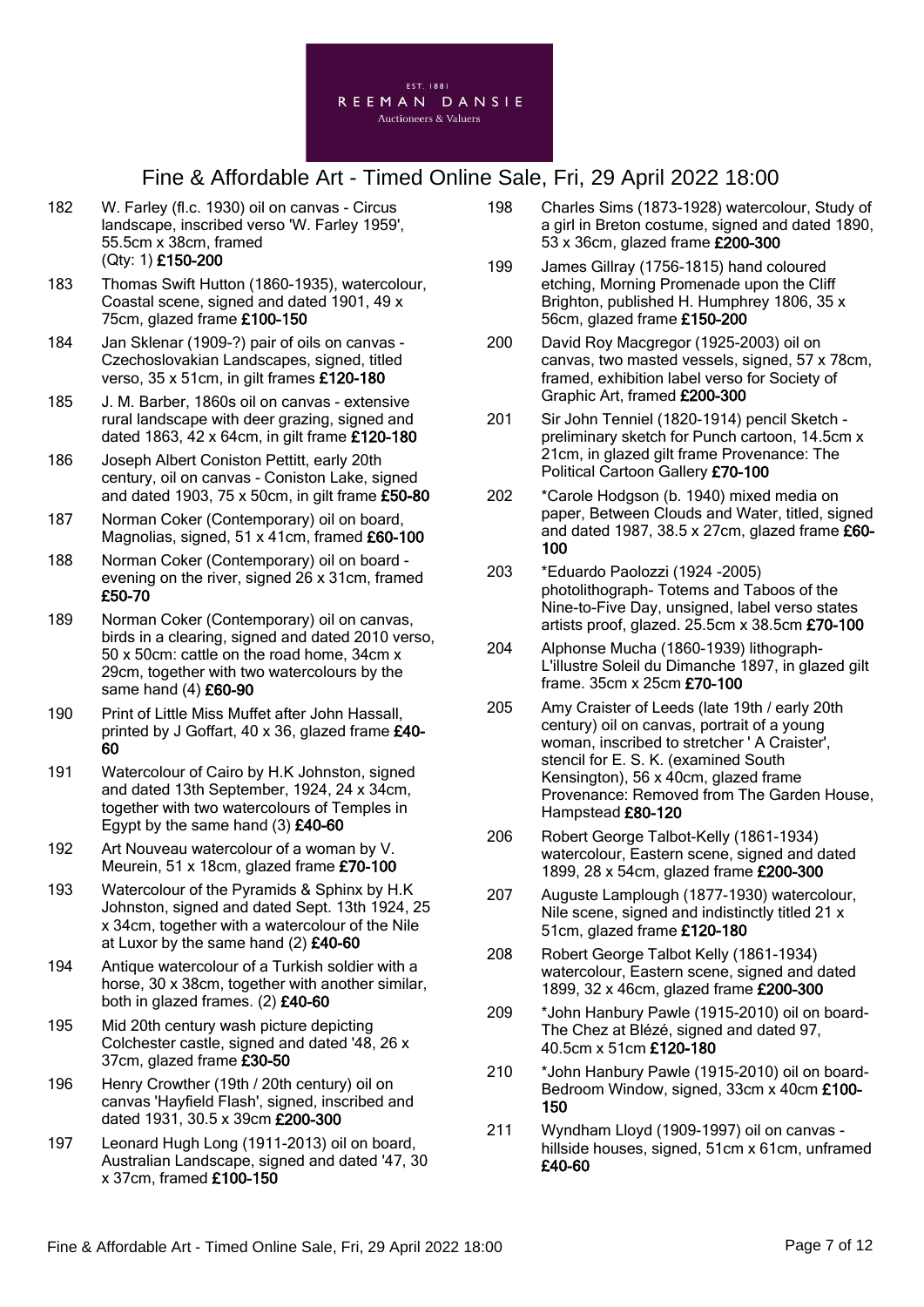EST. 1881
REEMAN DANSIE
Auctioneers & Valuers

# Fine & Affordable Art - Timed Online Sale, Fri, 29 April 2022 18:00

182 W. Farley (fl.c. 1930) oil on canvas - Circus landscape, inscribed verso 'W. Farley 1959', 55.5cm x 38cm, framed (Qty: 1) **£150-200**

183 Thomas Swift Hutton (1860-1935), watercolour, Coastal scene, signed and dated 1901, 49 x 75cm, glazed frame **£100-150**

184 Jan Sklenar (1909-?) pair of oils on canvas - Czechoslovakian Landscapes, signed, titled verso, 35 x 51cm, in gilt frames **£120-180**

185 J. M. Barber, 1860s oil on canvas - extensive rural landscape with deer grazing, signed and dated 1863, 42 x 64cm, in gilt frame **£120-180**

186 Joseph Albert Coniston Pettitt, early 20th century, oil on canvas - Coniston Lake, signed and dated 1903, 75 x 50cm, in gilt frame **£50-80**

187 Norman Coker (Contemporary) oil on board, Magnolias, signed, 51 x 41cm, framed **£60-100**

188 Norman Coker (Contemporary) oil on board - evening on the river, signed 26 x 31cm, framed **£50-70**

189 Norman Coker (Contemporary) oil on canvas, birds in a clearing, signed and dated 2010 verso, 50 x 50cm: cattle on the road home, 34cm x 29cm, together with two watercolours by the same hand (4) **£60-90**

190 Print of Little Miss Muffet after John Hassall, printed by J Goffart, 40 x 36, glazed frame **£40-60**

191 Watercolour of Cairo by H.K Johnston, signed and dated 13th September, 1924, 24 x 34cm, together with two watercolours of Temples in Egypt by the same hand (3) **£40-60**

192 Art Nouveau watercolour of a woman by V. Meurein, 51 x 18cm, glazed frame **£70-100**

193 Watercolour of the Pyramids & Sphinx by H.K Johnston, signed and dated Sept. 13th 1924, 25 x 34cm, together with a watercolour of the Nile at Luxor by the same hand (2) **£40-60**

194 Antique watercolour of a Turkish soldier with a horse, 30 x 38cm, together with another similar, both in glazed frames. (2) **£40-60**

195 Mid 20th century wash picture depicting Colchester castle, signed and dated '48, 26 x 37cm, glazed frame **£30-50**

196 Henry Crowther (19th / 20th century) oil on canvas 'Hayfield Flash', signed, inscribed and dated 1931, 30.5 x 39cm **£200-300**

197 Leonard Hugh Long (1911-2013) oil on board, Australian Landscape, signed and dated '47, 30 x 37cm, framed **£100-150**

198 Charles Sims (1873-1928) watercolour, Study of a girl in Breton costume, signed and dated 1890, 53 x 36cm, glazed frame **£200-300**

199 James Gillray (1756-1815) hand coloured etching, Morning Promenade upon the Cliff Brighton, published H. Humphrey 1806, 35 x 56cm, glazed frame **£150-200**

200 David Roy Macgregor (1925-2003) oil on canvas, two masted vessels, signed, 57 x 78cm, framed, exhibition label verso for Society of Graphic Art, framed **£200-300**

201 Sir John Tenniel (1820-1914) pencil Sketch - preliminary sketch for Punch cartoon, 14.5cm x 21cm, in glazed gilt frame Provenance: The Political Cartoon Gallery **£70-100**

202 *Carole Hodgson (b. 1940) mixed media on paper, Between Clouds and Water, titled, signed and dated 1987, 38.5 x 27cm, glazed frame **£60-100**

203 *Eduardo Paolozzi (1924 -2005) photolithograph- Totems and Taboos of the Nine-to-Five Day, unsigned, label verso states artists proof, glazed. 25.5cm x 38.5cm **£70-100**

204 Alphonse Mucha (1860-1939) lithograph- L'illustre Soleil du Dimanche 1897, in glazed gilt frame. 35cm x 25cm **£70-100**

205 Amy Craister of Leeds (late 19th / early 20th century) oil on canvas, portrait of a young woman, inscribed to stretcher ' A Craister', stencil for E. S. K. (examined South Kensington), 56 x 40cm, glazed frame Provenance: Removed from The Garden House, Hampstead **£80-120**

206 Robert George Talbot-Kelly (1861-1934) watercolour, Eastern scene, signed and dated 1899, 28 x 54cm, glazed frame **£200-300**

207 Auguste Lamplough (1877-1930) watercolour, Nile scene, signed and indistinctly titled 21 x 51cm, glazed frame **£120-180**

208 Robert George Talbot Kelly (1861-1934) watercolour, Eastern scene, signed and dated 1899, 32 x 46cm, glazed frame **£200-300**

209 *John Hanbury Pawle (1915-2010) oil on board- The Chez at Blézé, signed and dated 97, 40.5cm x 51cm **£120-180**

210 *John Hanbury Pawle (1915-2010) oil on board- Bedroom Window, signed, 33cm x 40cm **£100-150**

211 Wyndham Lloyd (1909-1997) oil on canvas - hillside houses, signed, 51cm x 61cm, unframed **£40-60**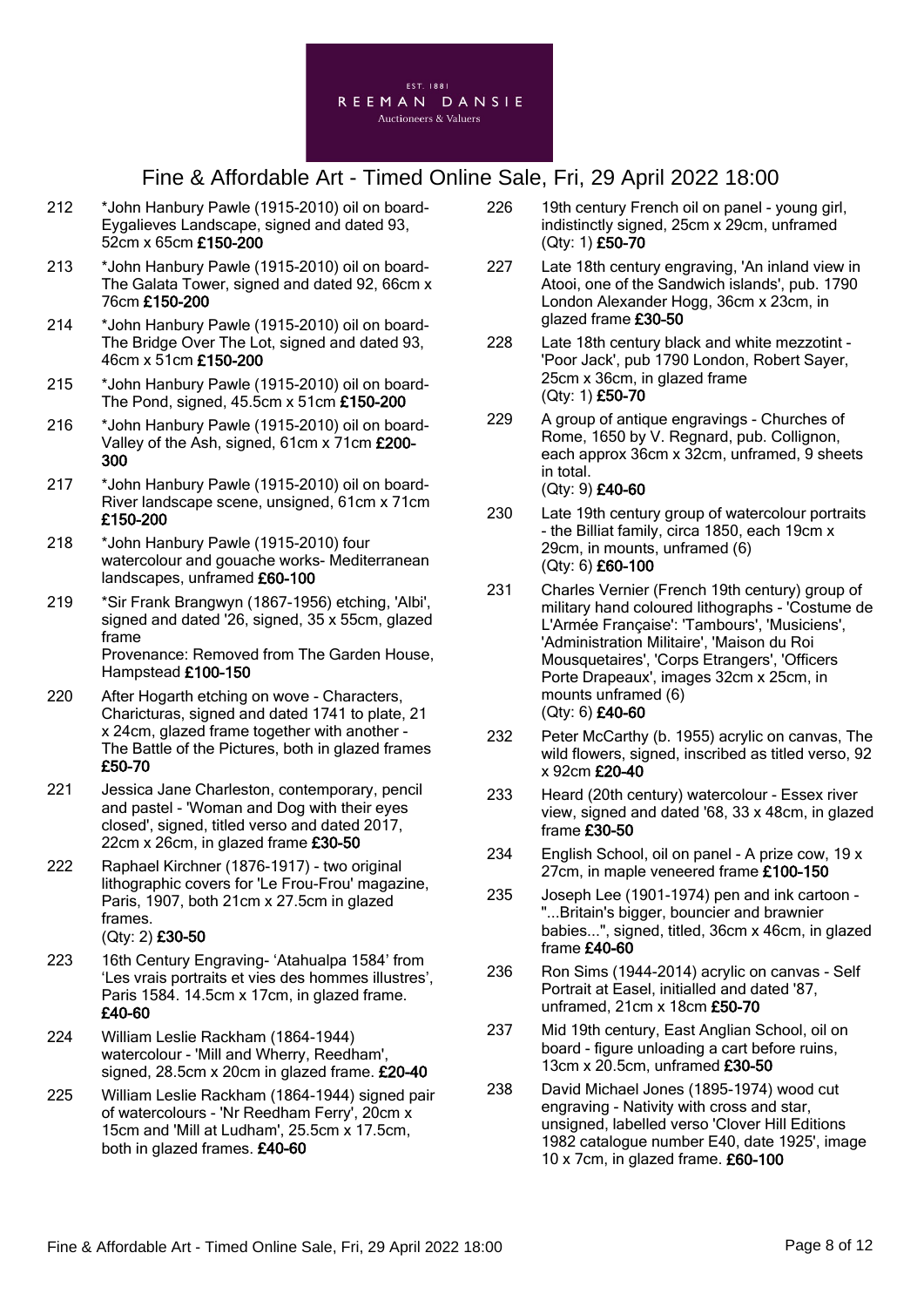EST. 1881
REEMAN DANSIE
Auctioneers & Valuers

# Fine & Affordable Art - Timed Online Sale, Fri, 29 April 2022 18:00

212 *John Hanbury Pawle (1915-2010) oil on board- Eygalieves Landscape, signed and dated 93, 52cm x 65cm **£150-200**

213 *John Hanbury Pawle (1915-2010) oil on board- The Galata Tower, signed and dated 92, 66cm x 76cm **£150-200**

214 *John Hanbury Pawle (1915-2010) oil on board- The Bridge Over The Lot, signed and dated 93, 46cm x 51cm **£150-200**

215 *John Hanbury Pawle (1915-2010) oil on board- The Pond, signed, 45.5cm x 51cm **£150-200**

216 *John Hanbury Pawle (1915-2010) oil on board- Valley of the Ash, signed, 61cm x 71cm **£200-300**

217 *John Hanbury Pawle (1915-2010) oil on board- River landscape scene, unsigned, 61cm x 71cm **£150-200**

218 *John Hanbury Pawle (1915-2010) four watercolour and gouache works- Mediterranean landscapes, unframed **£60-100**

219 *Sir Frank Brangwyn (1867-1956) etching, 'Albi', signed and dated '26, signed, 35 x 55cm, glazed frame
Provenance: Removed from The Garden House, Hampstead **£100-150**

220 After Hogarth etching on wove - Characters, Charicturas, signed and dated 1741 to plate, 21 x 24cm, glazed frame together with another - The Battle of the Pictures, both in glazed frames **£50-70**

221 Jessica Jane Charleston, contemporary, pencil and pastel - 'Woman and Dog with their eyes closed', signed, titled verso and dated 2017, 22cm x 26cm, in glazed frame **£30-50**

222 Raphael Kirchner (1876-1917) - two original lithographic covers for 'Le Frou-Frou' magazine, Paris, 1907, both 21cm x 27.5cm in glazed frames.
(Qty: 2) **£30-50**

223 16th Century Engraving- 'Atahualpa 1584' from 'Les vrais portraits et vies des hommes illustres', Paris 1584. 14.5cm x 17cm, in glazed frame. **£40-60**

224 William Leslie Rackham (1864-1944) watercolour - 'Mill and Wherry, Reedham', signed, 28.5cm x 20cm in glazed frame. **£20-40**

225 William Leslie Rackham (1864-1944) signed pair of watercolours - 'Nr Reedham Ferry', 20cm x 15cm and 'Mill at Ludham', 25.5cm x 17.5cm, both in glazed frames. **£40-60**

226 19th century French oil on panel - young girl, indistinctly signed, 25cm x 29cm, unframed
(Qty: 1) **£50-70**

227 Late 18th century engraving, 'An inland view in Atooi, one of the Sandwich islands', pub. 1790 London Alexander Hogg, 36cm x 23cm, in glazed frame **£30-50**

228 Late 18th century black and white mezzotint - 'Poor Jack', pub 1790 London, Robert Sayer, 25cm x 36cm, in glazed frame
(Qty: 1) **£50-70**

229 A group of antique engravings - Churches of Rome, 1650 by V. Regnard, pub. Collignon, each approx 36cm x 32cm, unframed, 9 sheets in total.
(Qty: 9) **£40-60**

230 Late 19th century group of watercolour portraits - the Billiat family, circa 1850, each 19cm x 29cm, in mounts, unframed (6)
(Qty: 6) **£60-100**

231 Charles Vernier (French 19th century) group of military hand coloured lithographs - 'Costume de L'Armée Française': 'Tambours', 'Musiciens', 'Administration Militaire', 'Maison du Roi Mousquetaires', 'Corps Etrangers', 'Officers Porte Drapeaux', images 32cm x 25cm, in mounts unframed (6)
(Qty: 6) **£40-60**

232 Peter McCarthy (b. 1955) acrylic on canvas, The wild flowers, signed, inscribed as titled verso, 92 x 92cm **£20-40**

233 Heard (20th century) watercolour - Essex river view, signed and dated '68, 33 x 48cm, in glazed frame **£30-50**

234 English School, oil on panel - A prize cow, 19 x 27cm, in maple veneered frame **£100-150**

235 Joseph Lee (1901-1974) pen and ink cartoon - "...Britain's bigger, bouncier and brawnier babies...", signed, titled, 36cm x 46cm, in glazed frame **£40-60**

236 Ron Sims (1944-2014) acrylic on canvas - Self Portrait at Easel, initialled and dated '87, unframed, 21cm x 18cm **£50-70**

237 Mid 19th century, East Anglian School, oil on board - figure unloading a cart before ruins, 13cm x 20.5cm, unframed **£30-50**

238 David Michael Jones (1895-1974) wood cut engraving - Nativity with cross and star, unsigned, labelled verso 'Clover Hill Editions 1982 catalogue number E40, date 1925', image 10 x 7cm, in glazed frame. **£60-100**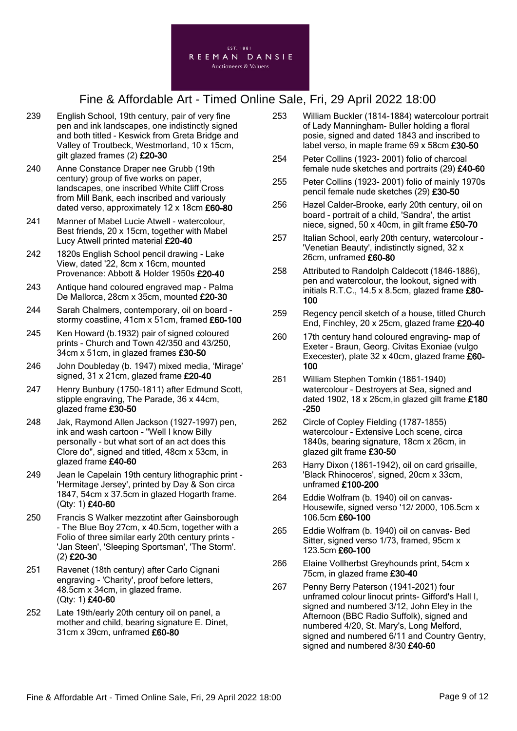# Fine & Affordable Art - Timed Online Sale, Fri, 29 April 2022 18:00

239 English School, 19th century, pair of very fine pen and ink landscapes, one indistinctly signed and both titled - Keswick from Greta Bridge and Valley of Troutbeck, Westmorland, 10 x 15cm, gilt glazed frames (2) **£20-30**

240 Anne Constance Draper nee Grubb (19th century) group of five works on paper, landscapes, one inscribed White Cliff Cross from Mill Bank, each inscribed and variously dated verso, approximately 12 x 18cm **£60-80**

241 Manner of Mabel Lucie Atwell - watercolour, Best friends, 20 x 15cm, together with Mabel Lucy Atwell printed material **£20-40**

242 1820s English School pencil drawing - Lake View, dated '22, 8cm x 16cm, mounted Provenance: Abbott & Holder 1950s **£20-40**

243 Antique hand coloured engraved map - Palma De Mallorca, 28cm x 35cm, mounted **£20-30**

244 Sarah Chalmers, contemporary, oil on board - stormy coastline, 41cm x 51cm, framed **£60-100**

245 Ken Howard (b.1932) pair of signed coloured prints - Church and Town 42/350 and 43/250, 34cm x 51cm, in glazed frames **£30-50**

246 John Doubleday (b. 1947) mixed media, 'Mirage' signed, 31 x 21cm, glazed frame **£20-40**

247 Henry Bunbury (1750-1811) after Edmund Scott, stipple engraving, The Parade, 36 x 44cm, glazed frame **£30-50**

248 Jak, Raymond Allen Jackson (1927-1997) pen, ink and wash cartoon - "Well I know Billy personally - but what sort of an act does this Clore do", signed and titled, 48cm x 53cm, in glazed frame **£40-60**

249 Jean le Capelain 19th century lithographic print - 'Hermitage Jersey', printed by Day & Son circa 1847, 54cm x 37.5cm in glazed Hogarth frame. (Qty: 1) **£40-60**

250 Francis S Walker mezzotint after Gainsborough - The Blue Boy 27cm, x 40.5cm, together with a Folio of three similar early 20th century prints - 'Jan Steen', 'Sleeping Sportsman', 'The Storm'. (2) **£20-30**

251 Ravenet (18th century) after Carlo Cignani engraving - 'Charity', proof before letters, 48.5cm x 34cm, in glazed frame. (Qty: 1) **£40-60**

252 Late 19th/early 20th century oil on panel, a mother and child, bearing signature E. Dinet, 31cm x 39cm, unframed **£60-80**

253 William Buckler (1814-1884) watercolour portrait of Lady Manningham- Buller holding a floral posie, signed and dated 1843 and inscribed to label verso, in maple frame 69 x 58cm **£30-50**

254 Peter Collins (1923- 2001) folio of charcoal female nude sketches and portraits (29) **£40-60**

255 Peter Collins (1923- 2001) folio of mainly 1970s pencil female nude sketches (29) **£30-50**

256 Hazel Calder-Brooke, early 20th century, oil on board - portrait of a child, 'Sandra', the artist niece, signed, 50 x 40cm, in gilt frame **£50-70**

257 Italian School, early 20th century, watercolour - 'Venetian Beauty', indistinctly signed, 32 x 26cm, unframed **£60-80**

258 Attributed to Randolph Caldecott (1846-1886), pen and watercolour, the lookout, signed with initials R.T.C., 14.5 x 8.5cm, glazed frame **£80-100**

259 Regency pencil sketch of a house, titled Church End, Finchley, 20 x 25cm, glazed frame **£20-40**

260 17th century hand coloured engraving- map of Exeter - Braun, Georg. Civitas Exoniae (vulgo Execester), plate 32 x 40cm, glazed frame **£60-100**

261 William Stephen Tomkin (1861-1940) watercolour - Destroyers at Sea, signed and dated 1902, 18 x 26cm,in glazed gilt frame **£180-250**

262 Circle of Copley Fielding (1787-1855) watercolour - Extensive Loch scene, circa 1840s, bearing signature, 18cm x 26cm, in glazed gilt frame **£30-50**

263 Harry Dixon (1861-1942), oil on card grisaille, 'Black Rhinoceros', signed, 20cm x 33cm, unframed **£100-200**

264 Eddie Wolfram (b. 1940) oil on canvas- Housewife, signed verso '12/ 2000, 106.5cm x 106.5cm **£60-100**

265 Eddie Wolfram (b. 1940) oil on canvas- Bed Sitter, signed verso 1/73, framed, 95cm x 123.5cm **£60-100**

266 Elaine Vollherbst Greyhounds print, 54cm x 75cm, in glazed frame **£30-40**

267 Penny Berry Paterson (1941-2021) four unframed colour linocut prints- Gifford's Hall I, signed and numbered 3/12, John Eley in the Afternoon (BBC Radio Suffolk), signed and numbered 4/20, St. Mary's, Long Melford, signed and numbered 6/11 and Country Gentry, signed and numbered 8/30 **£40-60**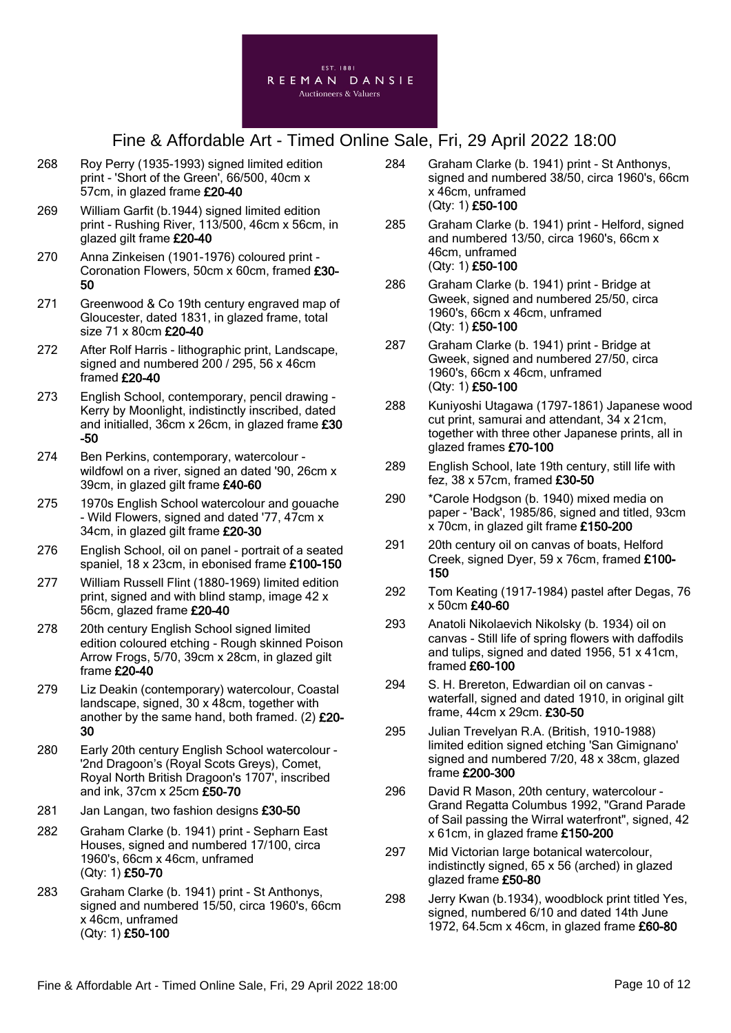EST. 1881
REEMAN DANSIE
Auctioneers & Valuers

# Fine & Affordable Art - Timed Online Sale, Fri, 29 April 2022 18:00

268 Roy Perry (1935-1993) signed limited edition print - 'Short of the Green', 66/500, 40cm x 57cm, in glazed frame **£20-40**

269 William Garfit (b.1944) signed limited edition print - Rushing River, 113/500, 46cm x 56cm, in glazed gilt frame **£20-40**

270 Anna Zinkeisen (1901-1976) coloured print - Coronation Flowers, 50cm x 60cm, framed **£30-50**

271 Greenwood & Co 19th century engraved map of Gloucester, dated 1831, in glazed frame, total size 71 x 80cm **£20-40**

272 After Rolf Harris - lithographic print, Landscape, signed and numbered 200 / 295, 56 x 46cm framed **£20-40**

273 English School, contemporary, pencil drawing - Kerry by Moonlight, indistinctly inscribed, dated and initialled, 36cm x 26cm, in glazed frame **£30-50**

274 Ben Perkins, contemporary, watercolour - wildfowl on a river, signed an dated '90, 26cm x 39cm, in glazed gilt frame **£40-60**

275 1970s English School watercolour and gouache - Wild Flowers, signed and dated '77, 47cm x 34cm, in glazed gilt frame **£20-30**

276 English School, oil on panel - portrait of a seated spaniel, 18 x 23cm, in ebonised frame **£100-150**

277 William Russell Flint (1880-1969) limited edition print, signed and with blind stamp, image 42 x 56cm, glazed frame **£20-40**

278 20th century English School signed limited edition coloured etching - Rough skinned Poison Arrow Frogs, 5/70, 39cm x 28cm, in glazed gilt frame **£20-40**

279 Liz Deakin (contemporary) watercolour, Coastal landscape, signed, 30 x 48cm, together with another by the same hand, both framed. (2) **£20-30**

280 Early 20th century English School watercolour - '2nd Dragoon's (Royal Scots Greys), Comet, Royal North British Dragoon's 1707', inscribed and ink, 37cm x 25cm **£50-70**

281 Jan Langan, two fashion designs **£30-50**

282 Graham Clarke (b. 1941) print - Sepharn East Houses, signed and numbered 17/100, circa 1960's, 66cm x 46cm, unframed
(Qty: 1) **£50-70**

283 Graham Clarke (b. 1941) print - St Anthonys, signed and numbered 15/50, circa 1960's, 66cm x 46cm, unframed
(Qty: 1) **£50-100**

284 Graham Clarke (b. 1941) print - St Anthonys, signed and numbered 38/50, circa 1960's, 66cm x 46cm, unframed
(Qty: 1) **£50-100**

285 Graham Clarke (b. 1941) print - Helford, signed and numbered 13/50, circa 1960's, 66cm x 46cm, unframed
(Qty: 1) **£50-100**

286 Graham Clarke (b. 1941) print - Bridge at Gweek, signed and numbered 25/50, circa 1960's, 66cm x 46cm, unframed
(Qty: 1) **£50-100**

287 Graham Clarke (b. 1941) print - Bridge at Gweek, signed and numbered 27/50, circa 1960's, 66cm x 46cm, unframed
(Qty: 1) **£50-100**

288 Kuniyoshi Utagawa (1797-1861) Japanese wood cut print, samurai and attendant, 34 x 21cm, together with three other Japanese prints, all in glazed frames **£70-100**

289 English School, late 19th century, still life with fez, 38 x 57cm, framed **£30-50**

290 *Carole Hodgson (b. 1940) mixed media on paper - 'Back', 1985/86, signed and titled, 93cm x 70cm, in glazed gilt frame **£150-200**

291 20th century oil on canvas of boats, Helford Creek, signed Dyer, 59 x 76cm, framed **£100-150**

292 Tom Keating (1917-1984) pastel after Degas, 76 x 50cm **£40-60**

293 Anatoli Nikolaevich Nikolsky (b. 1934) oil on canvas - Still life of spring flowers with daffodils and tulips, signed and dated 1956, 51 x 41cm, framed **£60-100**

294 S. H. Brereton, Edwardian oil on canvas - waterfall, signed and dated 1910, in original gilt frame, 44cm x 29cm. **£30-50**

295 Julian Trevelyan R.A. (British, 1910-1988) limited edition signed etching 'San Gimignano' signed and numbered 7/20, 48 x 38cm, glazed frame **£200-300**

296 David R Mason, 20th century, watercolour - Grand Regatta Columbus 1992, "Grand Parade of Sail passing the Wirral waterfront", signed, 42 x 61cm, in glazed frame **£150-200**

297 Mid Victorian large botanical watercolour, indistinctly signed, 65 x 56 (arched) in glazed glazed frame **£50-80**

298 Jerry Kwan (b.1934), woodblock print titled Yes, signed, numbered 6/10 and dated 14th June 1972, 64.5cm x 46cm, in glazed frame **£60-80**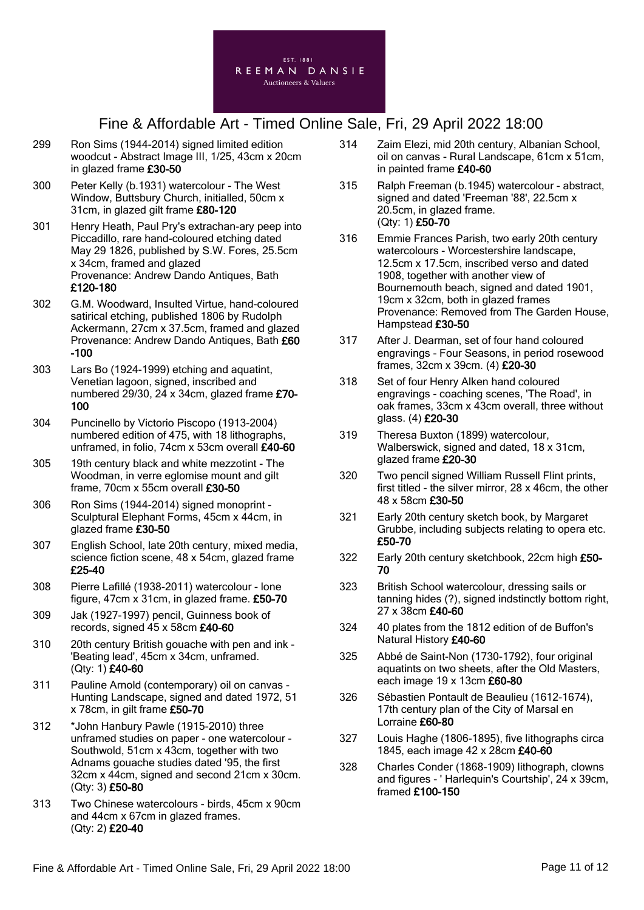EST. 1881
REEMAN DANSIE
Auctioneers & Valuers

# Fine & Affordable Art - Timed Online Sale, Fri, 29 April 2022 18:00

299 Ron Sims (1944-2014) signed limited edition woodcut - Abstract Image III, 1/25, 43cm x 20cm in glazed frame **£30-50**

300 Peter Kelly (b.1931) watercolour - The West Window, Buttsbury Church, initialled, 50cm x 31cm, in glazed gilt frame **£80-120**

301 Henry Heath, Paul Pry's extrachan-ary peep into Piccadillo, rare hand-coloured etching dated May 29 1826, published by S.W. Fores, 25.5cm x 34cm, framed and glazed
Provenance: Andrew Dando Antiques, Bath
**£120-180**

302 G.M. Woodward, Insulted Virtue, hand-coloured satirical etching, published 1806 by Rudolph Ackermann, 27cm x 37.5cm, framed and glazed
Provenance: Andrew Dando Antiques, Bath **£60-100**

303 Lars Bo (1924-1999) etching and aquatint, Venetian lagoon, signed, inscribed and numbered 29/30, 24 x 34cm, glazed frame **£70-100**

304 Puncinello by Victorio Piscopo (1913-2004) numbered edition of 475, with 18 lithographs, unframed, in folio, 74cm x 53cm overall **£40-60**

305 19th century black and white mezzotint - The Woodman, in verre eglomise mount and gilt frame, 70cm x 55cm overall **£30-50**

306 Ron Sims (1944-2014) signed monoprint - Sculptural Elephant Forms, 45cm x 44cm, in glazed frame **£30-50**

307 English School, late 20th century, mixed media, science fiction scene, 48 x 54cm, glazed frame **£25-40**

308 Pierre Lafillé (1938-2011) watercolour - lone figure, 47cm x 31cm, in glazed frame. **£50-70**

309 Jak (1927-1997) pencil, Guinness book of records, signed 45 x 58cm **£40-60**

310 20th century British gouache with pen and ink - 'Beating lead', 45cm x 34cm, unframed.
(Qty: 1) **£40-60**

311 Pauline Arnold (contemporary) oil on canvas - Hunting Landscape, signed and dated 1972, 51 x 78cm, in gilt frame **£50-70**

312 *John Hanbury Pawle (1915-2010) three unframed studies on paper - one watercolour - Southwold, 51cm x 43cm, together with two Adnams gouache studies dated '95, the first 32cm x 44cm, signed and second 21cm x 30cm.
(Qty: 3) **£50-80**

313 Two Chinese watercolours - birds, 45cm x 90cm and 44cm x 67cm in glazed frames.
(Qty: 2) **£20-40**

314 Zaim Elezi, mid 20th century, Albanian School, oil on canvas - Rural Landscape, 61cm x 51cm, in painted frame **£40-60**

315 Ralph Freeman (b.1945) watercolour - abstract, signed and dated 'Freeman '88', 22.5cm x 20.5cm, in glazed frame.
(Qty: 1) **£50-70**

316 Emmie Frances Parish, two early 20th century watercolours - Worcestershire landscape, 12.5cm x 17.5cm, inscribed verso and dated 1908, together with another view of Bournemouth beach, signed and dated 1901, 19cm x 32cm, both in glazed frames
Provenance: Removed from The Garden House, Hampstead **£30-50**

317 After J. Dearman, set of four hand coloured engravings - Four Seasons, in period rosewood frames, 32cm x 39cm. (4) **£20-30**

318 Set of four Henry Alken hand coloured engravings - coaching scenes, 'The Road', in oak frames, 33cm x 43cm overall, three without glass. (4) **£20-30**

319 Theresa Buxton (1899) watercolour, Walberswick, signed and dated, 18 x 31cm, glazed frame **£20-30**

320 Two pencil signed William Russell Flint prints, first titled - the silver mirror, 28 x 46cm, the other 48 x 58cm **£30-50**

321 Early 20th century sketch book, by Margaret Grubbe, including subjects relating to opera etc. **£50-70**

322 Early 20th century sketchbook, 22cm high **£50-70**

323 British School watercolour, dressing sails or tanning hides (?), signed indstinctly bottom right, 27 x 38cm **£40-60**

324 40 plates from the 1812 edition of de Buffon's Natural History **£40-60**

325 Abbé de Saint-Non (1730-1792), four original aquatints on two sheets, after the Old Masters, each image 19 x 13cm **£60-80**

326 Sébastien Pontault de Beaulieu (1612-1674), 17th century plan of the City of Marsal en Lorraine **£60-80**

327 Louis Haghe (1806-1895), five lithographs circa 1845, each image 42 x 28cm **£40-60**

328 Charles Conder (1868-1909) lithograph, clowns and figures - ' Harlequin's Courtship', 24 x 39cm, framed **£100-150**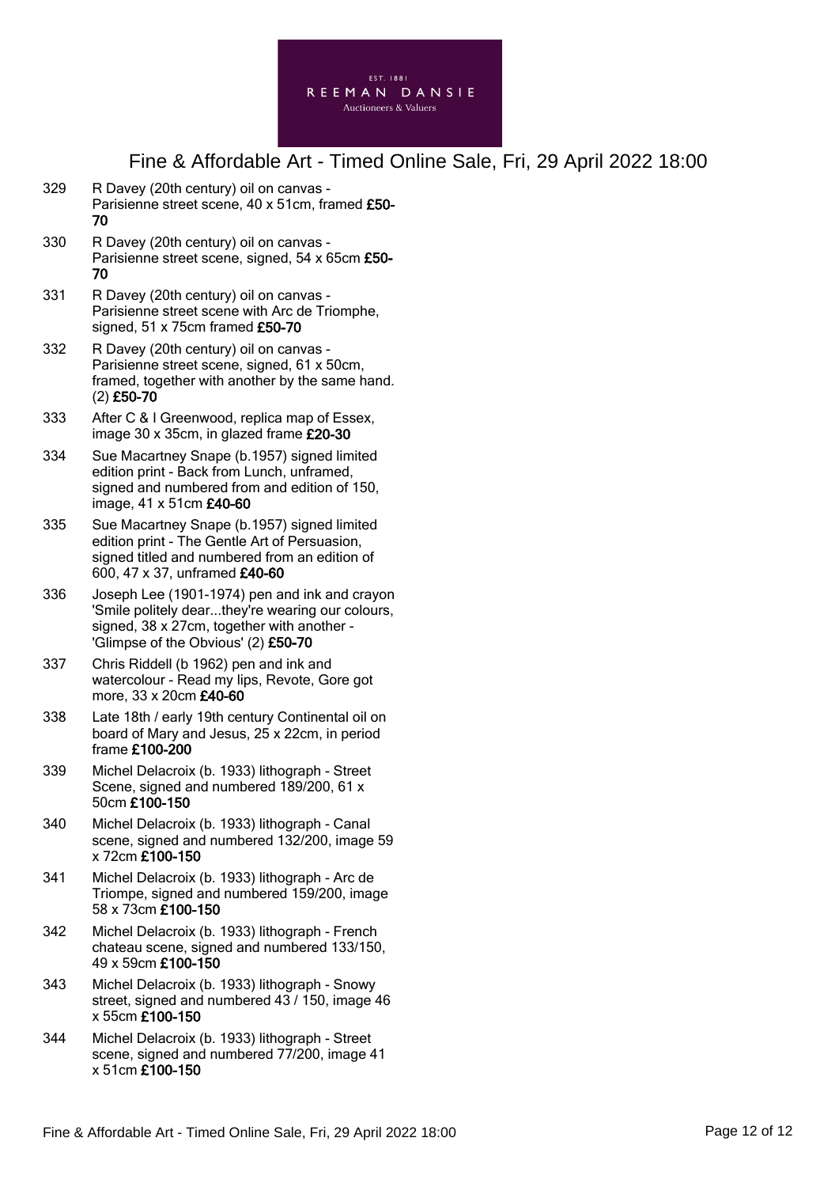EST. 1881
REEMAN DANSIE
Auctioneers & Valuers

# Fine & Affordable Art - Timed Online Sale, Fri, 29 April 2022 18:00

329 R Davey (20th century) oil on canvas - Parisienne street scene, 40 x 51cm, framed **£50-70**

330 R Davey (20th century) oil on canvas - Parisienne street scene, signed, 54 x 65cm **£50-70**

331 R Davey (20th century) oil on canvas - Parisienne street scene with Arc de Triomphe, signed, 51 x 75cm framed **£50-70**

332 R Davey (20th century) oil on canvas - Parisienne street scene, signed, 61 x 50cm, framed, together with another by the same hand. (2) **£50-70**

333 After C & I Greenwood, replica map of Essex, image 30 x 35cm, in glazed frame **£20-30**

334 Sue Macartney Snape (b.1957) signed limited edition print - Back from Lunch, unframed, signed and numbered from and edition of 150, image, 41 x 51cm **£40-60**

335 Sue Macartney Snape (b.1957) signed limited edition print - The Gentle Art of Persuasion, signed titled and numbered from an edition of 600, 47 x 37, unframed **£40-60**

336 Joseph Lee (1901-1974) pen and ink and crayon 'Smile politely dear...they're wearing our colours, signed, 38 x 27cm, together with another - 'Glimpse of the Obvious' (2) **£50-70**

337 Chris Riddell (b 1962) pen and ink and watercolour - Read my lips, Revote, Gore got more, 33 x 20cm **£40-60**

338 Late 18th / early 19th century Continental oil on board of Mary and Jesus, 25 x 22cm, in period frame **£100-200**

339 Michel Delacroix (b. 1933) lithograph - Street Scene, signed and numbered 189/200, 61 x 50cm **£100-150**

340 Michel Delacroix (b. 1933) lithograph - Canal scene, signed and numbered 132/200, image 59 x 72cm **£100-150**

341 Michel Delacroix (b. 1933) lithograph - Arc de Triompe, signed and numbered 159/200, image 58 x 73cm **£100-150**

342 Michel Delacroix (b. 1933) lithograph - French chateau scene, signed and numbered 133/150, 49 x 59cm **£100-150**

343 Michel Delacroix (b. 1933) lithograph - Snowy street, signed and numbered 43 / 150, image 46 x 55cm **£100-150**

344 Michel Delacroix (b. 1933) lithograph - Street scene, signed and numbered 77/200, image 41 x 51cm **£100-150**